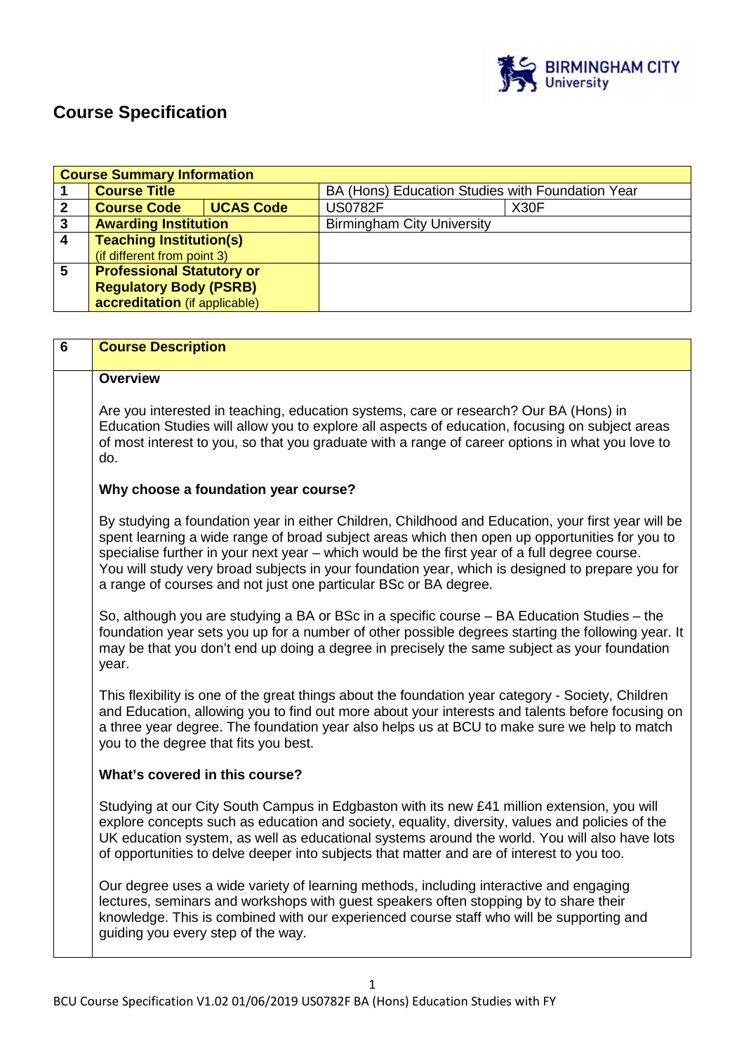# Course Specification

| Course Summary Information | | | | |
|---|---|---|---|---|
| 1 | **Course Title** | | BA (Hons) Education Studies with Foundation Year | |
| 2 | **Course Code** | **UCAS Code** | US0782F | X30F |
| 3 | **Awarding Institution** | | Birmingham City University | |
| 4 | **Teaching Institution(s)** (if different from point 3) | | | |
| 5 | **Professional Statutory or Regulatory Body (PSRB) accreditation** (if applicable) | | | |

| 6 | Course Description |
|---|---|
| | **Overview**<br><br>Are you interested in teaching, education systems, care or research? Our BA (Hons) in Education Studies will allow you to explore all aspects of education, focusing on subject areas of most interest to you, so that you graduate with a range of career options in what you love to do.<br><br>**Why choose a foundation year course?**<br><br>By studying a foundation year in either Children, Childhood and Education, your first year will be spent learning a wide range of broad subject areas which then open up opportunities for you to specialise further in your next year – which would be the first year of a full degree course. You will study very broad subjects in your foundation year, which is designed to prepare you for a range of courses and not just one particular BSc or BA degree.<br><br>So, although you are studying a BA or BSc in a specific course – BA Education Studies – the foundation year sets you up for a number of other possible degrees starting the following year. It may be that you don't end up doing a degree in precisely the same subject as your foundation year.<br><br>This flexibility is one of the great things about the foundation year category - Society, Children and Education, allowing you to find out more about your interests and talents before focusing on a three year degree. The foundation year also helps us at BCU to make sure we help to match you to the degree that fits you best.<br><br>**What's covered in this course?**<br><br>Studying at our City South Campus in Edgbaston with its new £41 million extension, you will explore concepts such as education and society, equality, diversity, values and policies of the UK education system, as well as educational systems around the world. You will also have lots of opportunities to delve deeper into subjects that matter and are of interest to you too.<br><br>Our degree uses a wide variety of learning methods, including interactive and engaging lectures, seminars and workshops with guest speakers often stopping by to share their knowledge. This is combined with our experienced course staff who will be supporting and guiding you every step of the way. |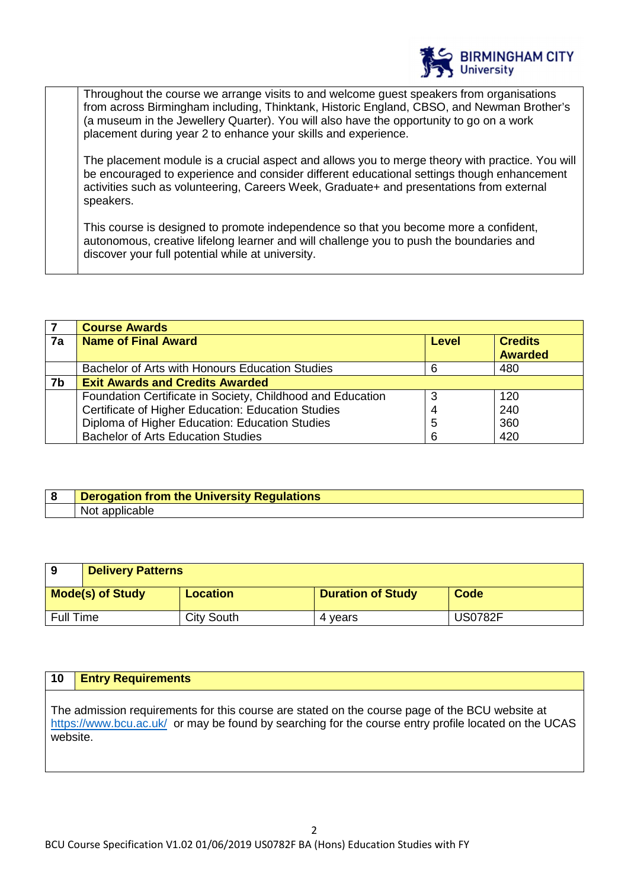Throughout the course we arrange visits to and welcome guest speakers from organisations from across Birmingham including, Thinktank, Historic England, CBSO, and Newman Brother's (a museum in the Jewellery Quarter). You will also have the opportunity to go on a work placement during year 2 to enhance your skills and experience.

The placement module is a crucial aspect and allows you to merge theory with practice. You will be encouraged to experience and consider different educational settings though enhancement activities such as volunteering, Careers Week, Graduate+ and presentations from external speakers.

This course is designed to promote independence so that you become more a confident, autonomous, creative lifelong learner and will challenge you to push the boundaries and discover your full potential while at university.

| 7 | Course Awards | | |
|---|---|---|---|
| 7a | **Name of Final Award** | **Level** | **Credits Awarded** |
| | Bachelor of Arts with Honours Education Studies | 6 | 480 |
| 7b | **Exit Awards and Credits Awarded** | | |
| | Foundation Certificate in Society, Childhood and Education | 3 | 120 |
| | Certificate of Higher Education: Education Studies | 4 | 240 |
| | Diploma of Higher Education: Education Studies | 5 | 360 |
| | Bachelor of Arts Education Studies | 6 | 420 |

| 8 | Derogation from the University Regulations |
|---|---|
| | Not applicable |

| 9 Delivery Patterns | | | |
|---|---|---|---|
| **Mode(s) of Study** | **Location** | **Duration of Study** | **Code** |
| Full Time | City South | 4 years | US0782F |

| 10 | Entry Requirements |
|---|---|

The admission requirements for this course are stated on the course page of the BCU website at https://www.bcu.ac.uk/ or may be found by searching for the course entry profile located on the UCAS website.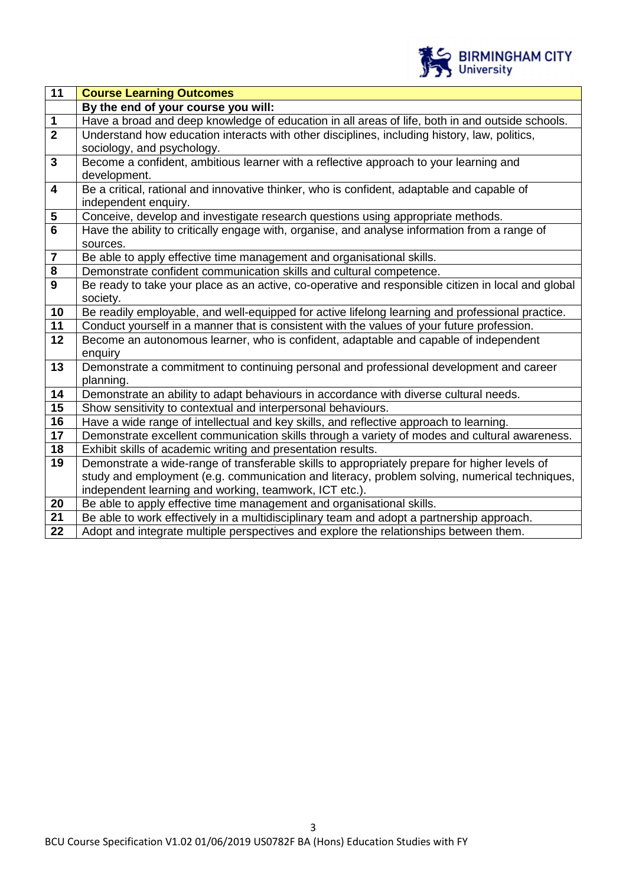| 11 | **Course Learning Outcomes** |
|---|---|
| | **By the end of your course you will:** |
| **1** | Have a broad and deep knowledge of education in all areas of life, both in and outside schools. |
| **2** | Understand how education interacts with other disciplines, including history, law, politics, sociology, and psychology. |
| **3** | Become a confident, ambitious learner with a reflective approach to your learning and development. |
| **4** | Be a critical, rational and innovative thinker, who is confident, adaptable and capable of independent enquiry. |
| **5** | Conceive, develop and investigate research questions using appropriate methods. |
| **6** | Have the ability to critically engage with, organise, and analyse information from a range of sources. |
| **7** | Be able to apply effective time management and organisational skills. |
| **8** | Demonstrate confident communication skills and cultural competence. |
| **9** | Be ready to take your place as an active, co-operative and responsible citizen in local and global society. |
| **10** | Be readily employable, and well-equipped for active lifelong learning and professional practice. |
| **11** | Conduct yourself in a manner that is consistent with the values of your future profession. |
| **12** | Become an autonomous learner, who is confident, adaptable and capable of independent enquiry |
| **13** | Demonstrate a commitment to continuing personal and professional development and career planning. |
| **14** | Demonstrate an ability to adapt behaviours in accordance with diverse cultural needs. |
| **15** | Show sensitivity to contextual and interpersonal behaviours. |
| **16** | Have a wide range of intellectual and key skills, and reflective approach to learning. |
| **17** | Demonstrate excellent communication skills through a variety of modes and cultural awareness. |
| **18** | Exhibit skills of academic writing and presentation results. |
| **19** | Demonstrate a wide-range of transferable skills to appropriately prepare for higher levels of study and employment (e.g. communication and literacy, problem solving, numerical techniques, independent learning and working, teamwork, ICT etc.). |
| **20** | Be able to apply effective time management and organisational skills. |
| **21** | Be able to work effectively in a multidisciplinary team and adopt a partnership approach. |
| **22** | Adopt and integrate multiple perspectives and explore the relationships between them. |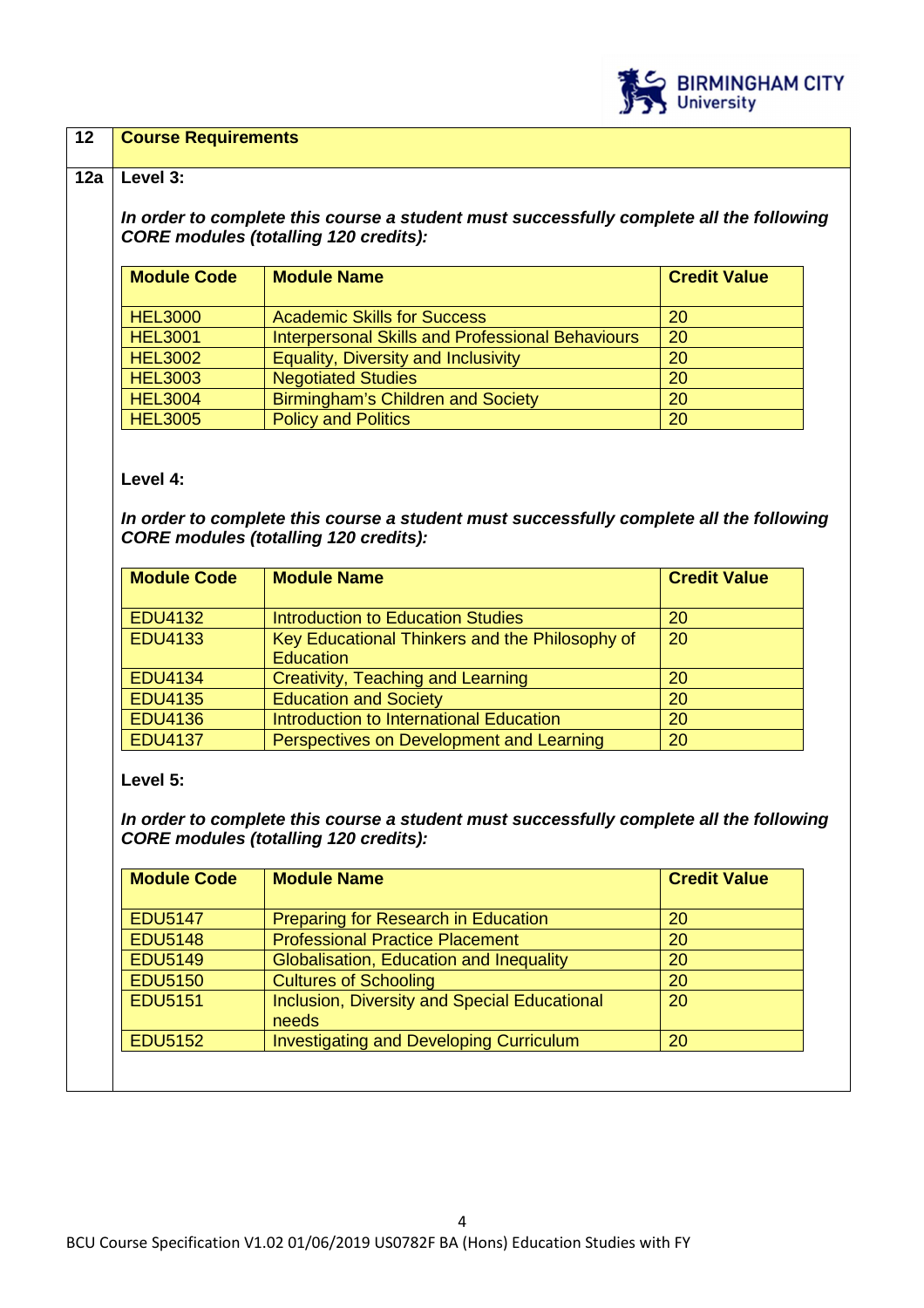## 12 Course Requirements

### 12a Level 3:

***In order to complete this course a student must successfully complete all the following CORE modules (totalling 120 credits):***

| Module Code | Module Name | Credit Value |
|---|---|---|
| HEL3000 | Academic Skills for Success | 20 |
| HEL3001 | Interpersonal Skills and Professional Behaviours | 20 |
| HEL3002 | Equality, Diversity and Inclusivity | 20 |
| HEL3003 | Negotiated Studies | 20 |
| HEL3004 | Birmingham's Children and Society | 20 |
| HEL3005 | Policy and Politics | 20 |

**Level 4:**

***In order to complete this course a student must successfully complete all the following CORE modules (totalling 120 credits):***

| Module Code | Module Name | Credit Value |
|---|---|---|
| EDU4132 | Introduction to Education Studies | 20 |
| EDU4133 | Key Educational Thinkers and the Philosophy of Education | 20 |
| EDU4134 | Creativity, Teaching and Learning | 20 |
| EDU4135 | Education and Society | 20 |
| EDU4136 | Introduction to International Education | 20 |
| EDU4137 | Perspectives on Development and Learning | 20 |

**Level 5:**

***In order to complete this course a student must successfully complete all the following CORE modules (totalling 120 credits):***

| Module Code | Module Name | Credit Value |
|---|---|---|
| EDU5147 | Preparing for Research in Education | 20 |
| EDU5148 | Professional Practice Placement | 20 |
| EDU5149 | Globalisation, Education and Inequality | 20 |
| EDU5150 | Cultures of Schooling | 20 |
| EDU5151 | Inclusion, Diversity and Special Educational needs | 20 |
| EDU5152 | Investigating and Developing Curriculum | 20 |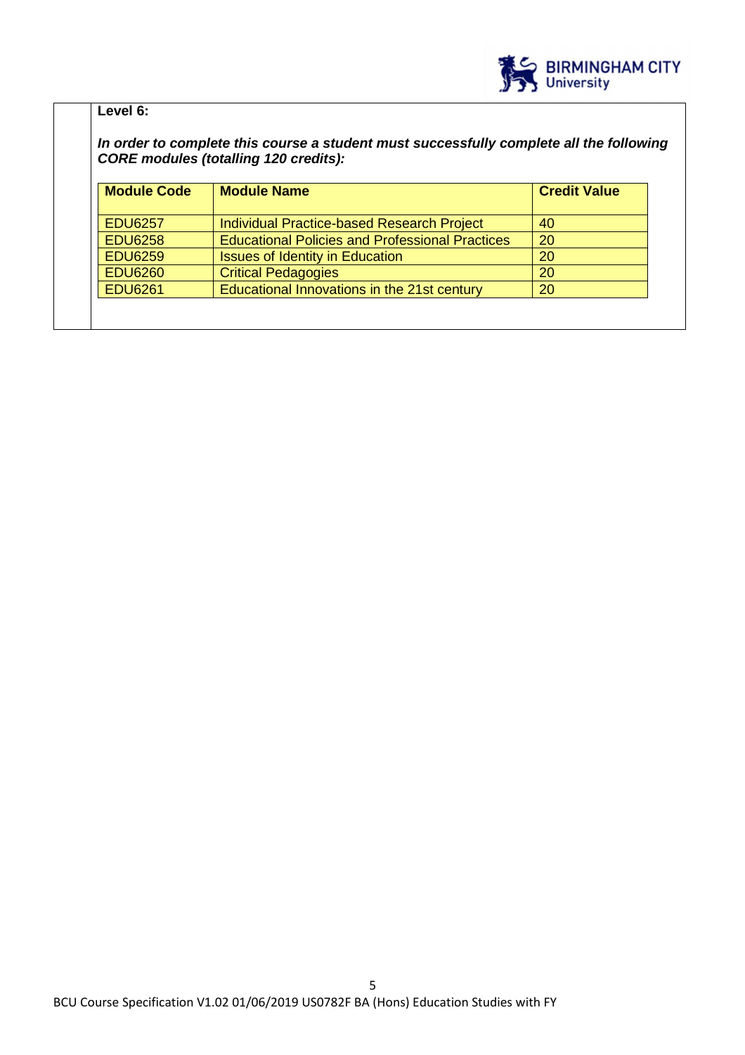**Level 6:**

***In order to complete this course a student must successfully complete all the following CORE modules (totalling 120 credits):***

| Module Code | Module Name | Credit Value |
|---|---|---|
| EDU6257 | Individual Practice-based Research Project | 40 |
| EDU6258 | Educational Policies and Professional Practices | 20 |
| EDU6259 | Issues of Identity in Education | 20 |
| EDU6260 | Critical Pedagogies | 20 |
| EDU6261 | Educational Innovations in the 21st century | 20 |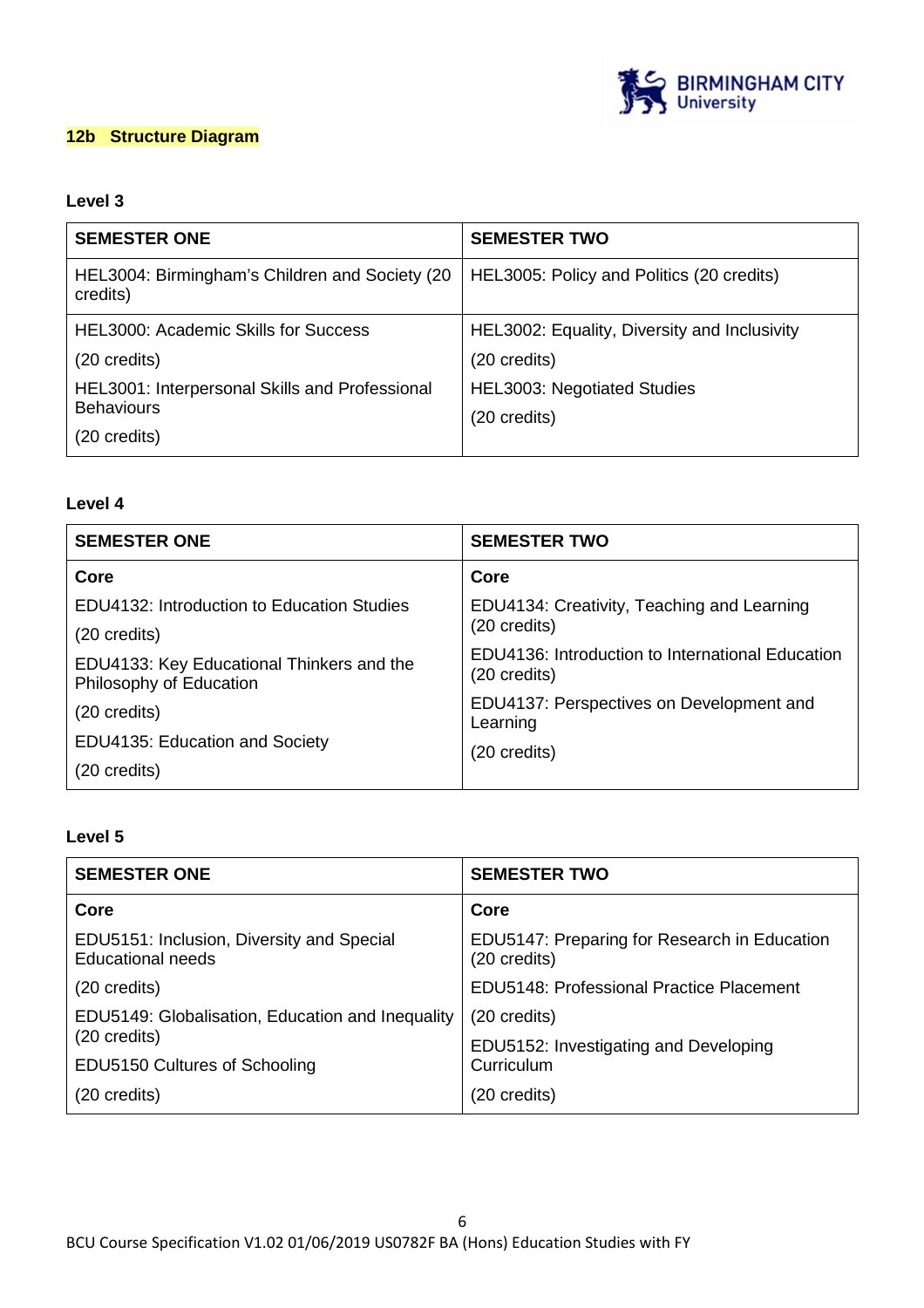## 12b Structure Diagram

### Level 3

| SEMESTER ONE | SEMESTER TWO |
| --- | --- |
| HEL3004: Birmingham's Children and Society (20 credits) | HEL3005: Policy and Politics (20 credits) |
| HEL3000: Academic Skills for Success<br>(20 credits)<br>HEL3001: Interpersonal Skills and Professional Behaviours<br>(20 credits) | HEL3002: Equality, Diversity and Inclusivity<br>(20 credits)<br>HEL3003: Negotiated Studies<br>(20 credits) |

### Level 4

| SEMESTER ONE | SEMESTER TWO |
| --- | --- |
| **Core**<br>EDU4132: Introduction to Education Studies<br>(20 credits)<br>EDU4133: Key Educational Thinkers and the Philosophy of Education<br>(20 credits)<br>EDU4135: Education and Society<br>(20 credits) | **Core**<br>EDU4134: Creativity, Teaching and Learning (20 credits)<br>EDU4136: Introduction to International Education (20 credits)<br>EDU4137: Perspectives on Development and Learning<br>(20 credits) |

### Level 5

| SEMESTER ONE | SEMESTER TWO |
| --- | --- |
| **Core**<br>EDU5151: Inclusion, Diversity and Special Educational needs<br>(20 credits)<br>EDU5149: Globalisation, Education and Inequality (20 credits)<br>EDU5150 Cultures of Schooling<br>(20 credits) | **Core**<br>EDU5147: Preparing for Research in Education (20 credits)<br>EDU5148: Professional Practice Placement<br>(20 credits)<br>EDU5152: Investigating and Developing Curriculum<br>(20 credits) |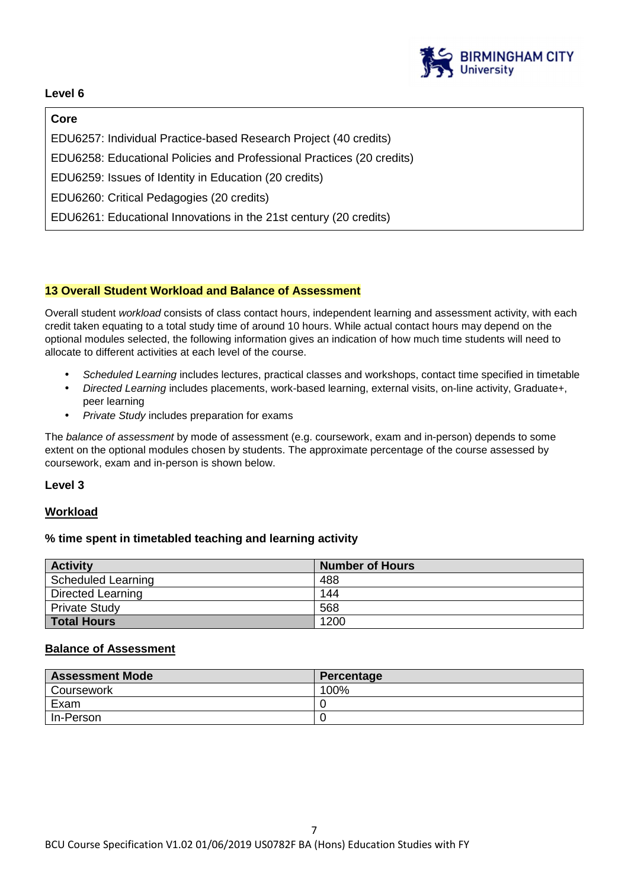**Level 6**

| |
|---|
| **Core** |
| EDU6257: Individual Practice-based Research Project (40 credits) |
| EDU6258: Educational Policies and Professional Practices (20 credits) |
| EDU6259: Issues of Identity in Education (20 credits) |
| EDU6260: Critical Pedagogies (20 credits) |
| EDU6261: Educational Innovations in the 21st century (20 credits) |

## 13 Overall Student Workload and Balance of Assessment

Overall student *workload* consists of class contact hours, independent learning and assessment activity, with each credit taken equating to a total study time of around 10 hours. While actual contact hours may depend on the optional modules selected, the following information gives an indication of how much time students will need to allocate to different activities at each level of the course.

- *Scheduled Learning* includes lectures, practical classes and workshops, contact time specified in timetable
- *Directed Learning* includes placements, work-based learning, external visits, on-line activity, Graduate+, peer learning
- *Private Study* includes preparation for exams

The *balance of assessment* by mode of assessment (e.g. coursework, exam and in-person) depends to some extent on the optional modules chosen by students. The approximate percentage of the course assessed by coursework, exam and in-person is shown below.

**Level 3**

**Workload**

**% time spent in timetabled teaching and learning activity**

| Activity | Number of Hours |
|---|---|
| Scheduled Learning | 488 |
| Directed Learning | 144 |
| Private Study | 568 |
| **Total Hours** | 1200 |

**Balance of Assessment**

| Assessment Mode | Percentage |
|---|---|
| Coursework | 100% |
| Exam | 0 |
| In-Person | 0 |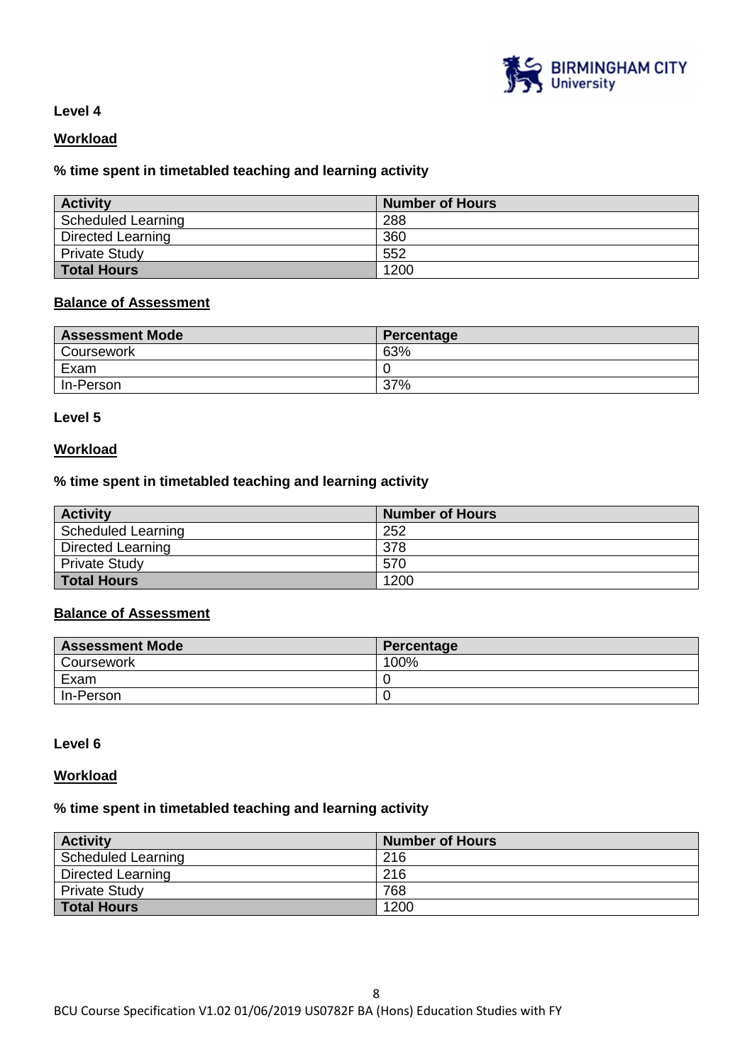**Level 4**

**Workload**

**% time spent in timetabled teaching and learning activity**

| Activity | Number of Hours |
|---|---|
| Scheduled Learning | 288 |
| Directed Learning | 360 |
| Private Study | 552 |
| **Total Hours** | 1200 |

**Balance of Assessment**

| Assessment Mode | Percentage |
|---|---|
| Coursework | 63% |
| Exam | 0 |
| In-Person | 37% |

**Level 5**

**Workload**

**% time spent in timetabled teaching and learning activity**

| Activity | Number of Hours |
|---|---|
| Scheduled Learning | 252 |
| Directed Learning | 378 |
| Private Study | 570 |
| **Total Hours** | 1200 |

**Balance of Assessment**

| Assessment Mode | Percentage |
|---|---|
| Coursework | 100% |
| Exam | 0 |
| In-Person | 0 |

**Level 6**

**Workload**

**% time spent in timetabled teaching and learning activity**

| Activity | Number of Hours |
|---|---|
| Scheduled Learning | 216 |
| Directed Learning | 216 |
| Private Study | 768 |
| **Total Hours** | 1200 |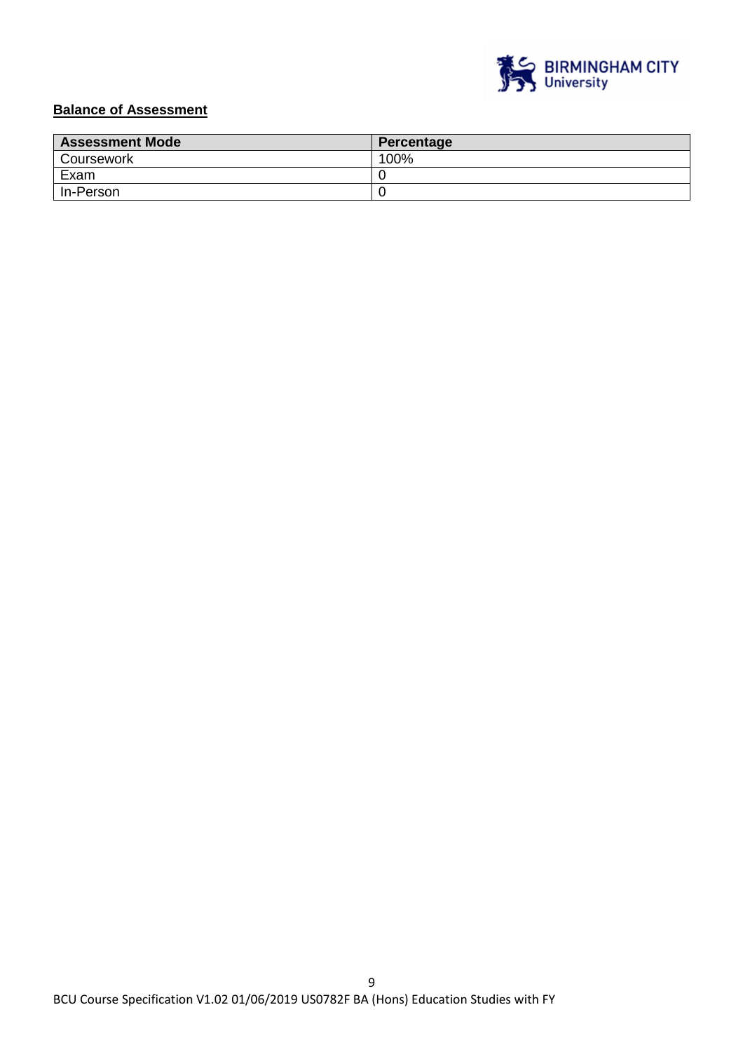**Balance of Assessment**

| Assessment Mode | Percentage |
|---|---|
| Coursework | 100% |
| Exam | 0 |
| In-Person | 0 |